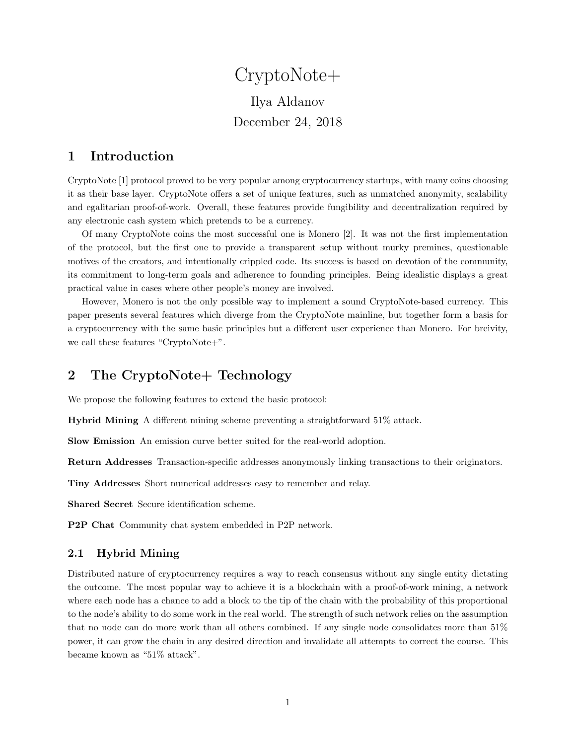# CryptoNote+

Ilya Aldanov

December 24, 2018

## 1 Introduction

CryptoNote [1] protocol proved to be very popular among cryptocurrency startups, with many coins choosing it as their base layer. CryptoNote offers a set of unique features, such as unmatched anonymity, scalability and egalitarian proof-of-work. Overall, these features provide fungibility and decentralization required by any electronic cash system which pretends to be a currency.

Of many CryptoNote coins the most successful one is Monero [2]. It was not the first implementation of the protocol, but the first one to provide a transparent setup without murky premines, questionable motives of the creators, and intentionally crippled code. Its success is based on devotion of the community, its commitment to long-term goals and adherence to founding principles. Being idealistic displays a great practical value in cases where other people's money are involved.

However, Monero is not the only possible way to implement a sound CryptoNote-based currency. This paper presents several features which diverge from the CryptoNote mainline, but together form a basis for a cryptocurrency with the same basic principles but a different user experience than Monero. For breivity, we call these features "CryptoNote+".

## 2 The CryptoNote+ Technology

We propose the following features to extend the basic protocol:

**Hybrid Mining** A different mining scheme preventing a straightforward 51% attack.

**Slow Emission** An emission curve better suited for the real-world adoption.

**Return Addresses** Transaction-specific addresses anonymously linking transactions to their originators.

**Tiny Addresses** Short numerical addresses easy to remember and relay.

**Shared Secret** Secure identification scheme.

**P2P Chat** Community chat system embedded in P2P network.

### 2.1 Hybrid Mining

Distributed nature of cryptocurrency requires a way to reach consensus without any single entity dictating the outcome. The most popular way to achieve it is a blockchain with a proof-of-work mining, a network where each node has a chance to add a block to the tip of the chain with the probability of this proportional to the node's ability to do some work in the real world. The strength of such network relies on the assumption that no node can do more work than all others combined. If any single node consolidates more than 51% power, it can grow the chain in any desired direction and invalidate all attempts to correct the course. This became known as "51% attack".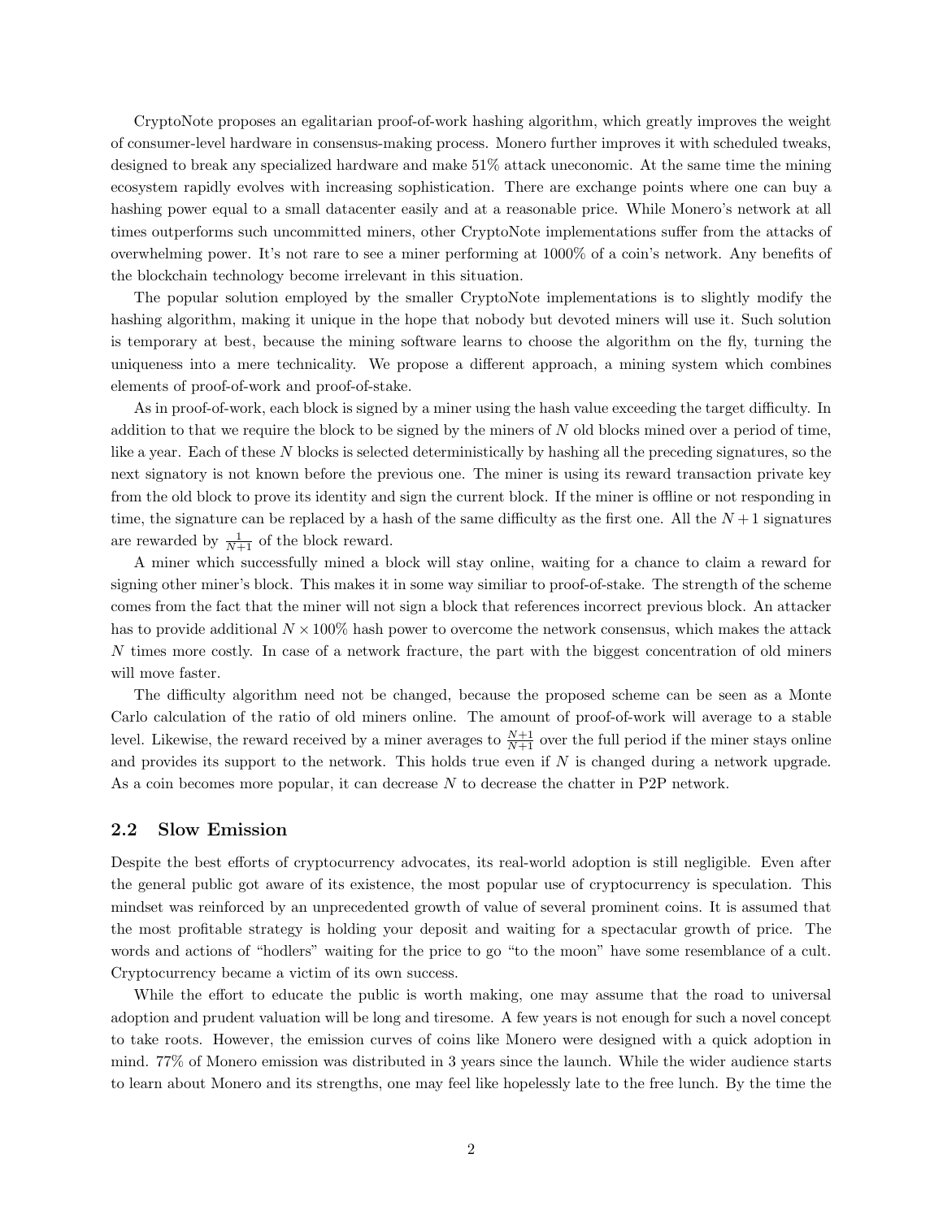CryptoNote proposes an egalitarian proof-of-work hashing algorithm, which greatly improves the weight of consumer-level hardware in consensus-making process. Monero further improves it with scheduled tweaks, designed to break any specialized hardware and make 51% attack uneconomic. At the same time the mining ecosystem rapidly evolves with increasing sophistication. There are exchange points where one can buy a hashing power equal to a small datacenter easily and at a reasonable price. While Monero's network at all times outperforms such uncommitted miners, other CryptoNote implementations suffer from the attacks of overwhelming power. It's not rare to see a miner performing at 1000% of a coin's network. Any benefits of the blockchain technology become irrelevant in this situation.

The popular solution employed by the smaller CryptoNote implementations is to slightly modify the hashing algorithm, making it unique in the hope that nobody but devoted miners will use it. Such solution is temporary at best, because the mining software learns to choose the algorithm on the fly, turning the uniqueness into a mere technicality. We propose a different approach, a mining system which combines elements of proof-of-work and proof-of-stake.

As in proof-of-work, each block is signed by a miner using the hash value exceeding the target difficulty. In addition to that we require the block to be signed by the miners of $N$ old blocks mined over a period of time, like a year. Each of these $N$ blocks is selected deterministically by hashing all the preceding signatures, so the next signatory is not known before the previous one. The miner is using its reward transaction private key from the old block to prove its identity and sign the current block. If the miner is offline or not responding in time, the signature can be replaced by a hash of the same difficulty as the first one. All the $N+1$ signatures are rewarded by $\frac{1}{N+1}$ of the block reward.

A miner which successfully mined a block will stay online, waiting for a chance to claim a reward for signing other miner's block. This makes it in some way similiar to proof-of-stake. The strength of the scheme comes from the fact that the miner will not sign a block that references incorrect previous block. An attacker has to provide additional $N \times 100\%$ hash power to overcome the network consensus, which makes the attack $N$ times more costly. In case of a network fracture, the part with the biggest concentration of old miners will move faster.

The difficulty algorithm need not be changed, because the proposed scheme can be seen as a Monte Carlo calculation of the ratio of old miners online. The amount of proof-of-work will average to a stable level. Likewise, the reward received by a miner averages to $\frac{N+1}{N+1}$ over the full period if the miner stays online and provides its support to the network. This holds true even if $N$ is changed during a network upgrade. As a coin becomes more popular, it can decrease $N$ to decrease the chatter in P2P network.

## 2.2 Slow Emission

Despite the best efforts of cryptocurrency advocates, its real-world adoption is still negligible. Even after the general public got aware of its existence, the most popular use of cryptocurrency is speculation. This mindset was reinforced by an unprecedented growth of value of several prominent coins. It is assumed that the most profitable strategy is holding your deposit and waiting for a spectacular growth of price. The words and actions of "hodlers" waiting for the price to go "to the moon" have some resemblance of a cult. Cryptocurrency became a victim of its own success.

While the effort to educate the public is worth making, one may assume that the road to universal adoption and prudent valuation will be long and tiresome. A few years is not enough for such a novel concept to take roots. However, the emission curves of coins like Monero were designed with a quick adoption in mind. 77% of Monero emission was distributed in 3 years since the launch. While the wider audience starts to learn about Monero and its strengths, one may feel like hopelessly late to the free lunch. By the time the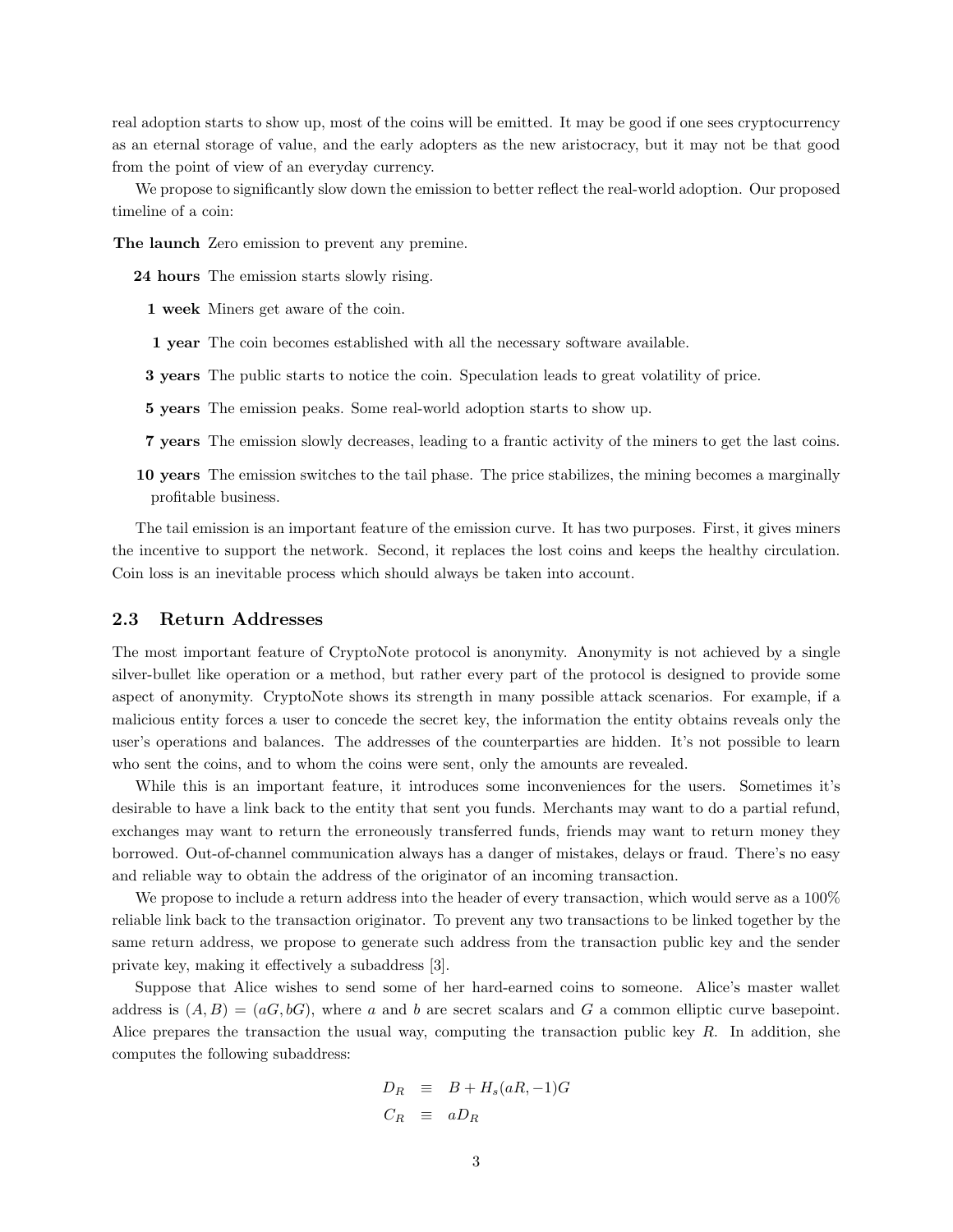real adoption starts to show up, most of the coins will be emitted. It may be good if one sees cryptocurrency as an eternal storage of value, and the early adopters as the new aristocracy, but it may not be that good from the point of view of an everyday currency.

We propose to significantly slow down the emission to better reflect the real-world adoption. Our proposed timeline of a coin:

**The launch** Zero emission to prevent any premine.

**24 hours** The emission starts slowly rising.

**1 week** Miners get aware of the coin.

**1 year** The coin becomes established with all the necessary software available.

**3 years** The public starts to notice the coin. Speculation leads to great volatility of price.

**5 years** The emission peaks. Some real-world adoption starts to show up.

**7 years** The emission slowly decreases, leading to a frantic activity of the miners to get the last coins.

**10 years** The emission switches to the tail phase. The price stabilizes, the mining becomes a marginally profitable business.

The tail emission is an important feature of the emission curve. It has two purposes. First, it gives miners the incentive to support the network. Second, it replaces the lost coins and keeps the healthy circulation. Coin loss is an inevitable process which should always be taken into account.

## 2.3 Return Addresses

The most important feature of CryptoNote protocol is anonymity. Anonymity is not achieved by a single silver-bullet like operation or a method, but rather every part of the protocol is designed to provide some aspect of anonymity. CryptoNote shows its strength in many possible attack scenarios. For example, if a malicious entity forces a user to concede the secret key, the information the entity obtains reveals only the user's operations and balances. The addresses of the counterparties are hidden. It's not possible to learn who sent the coins, and to whom the coins were sent, only the amounts are revealed.

While this is an important feature, it introduces some inconveniences for the users. Sometimes it's desirable to have a link back to the entity that sent you funds. Merchants may want to do a partial refund, exchanges may want to return the erroneously transferred funds, friends may want to return money they borrowed. Out-of-channel communication always has a danger of mistakes, delays or fraud. There's no easy and reliable way to obtain the address of the originator of an incoming transaction.

We propose to include a return address into the header of every transaction, which would serve as a 100% reliable link back to the transaction originator. To prevent any two transactions to be linked together by the same return address, we propose to generate such address from the transaction public key and the sender private key, making it effectively a subaddress [3].

Suppose that Alice wishes to send some of her hard-earned coins to someone. Alice's master wallet address is $(A, B) = (aG, bG)$, where $a$ and $b$ are secret scalars and $G$ a common elliptic curve basepoint. Alice prepares the transaction the usual way, computing the transaction public key $R$. In addition, she computes the following subaddress:

$$
\begin{aligned}
D_R &\equiv B + H_s(aR, -1)G \\
C_R &\equiv aD_R
\end{aligned}
$$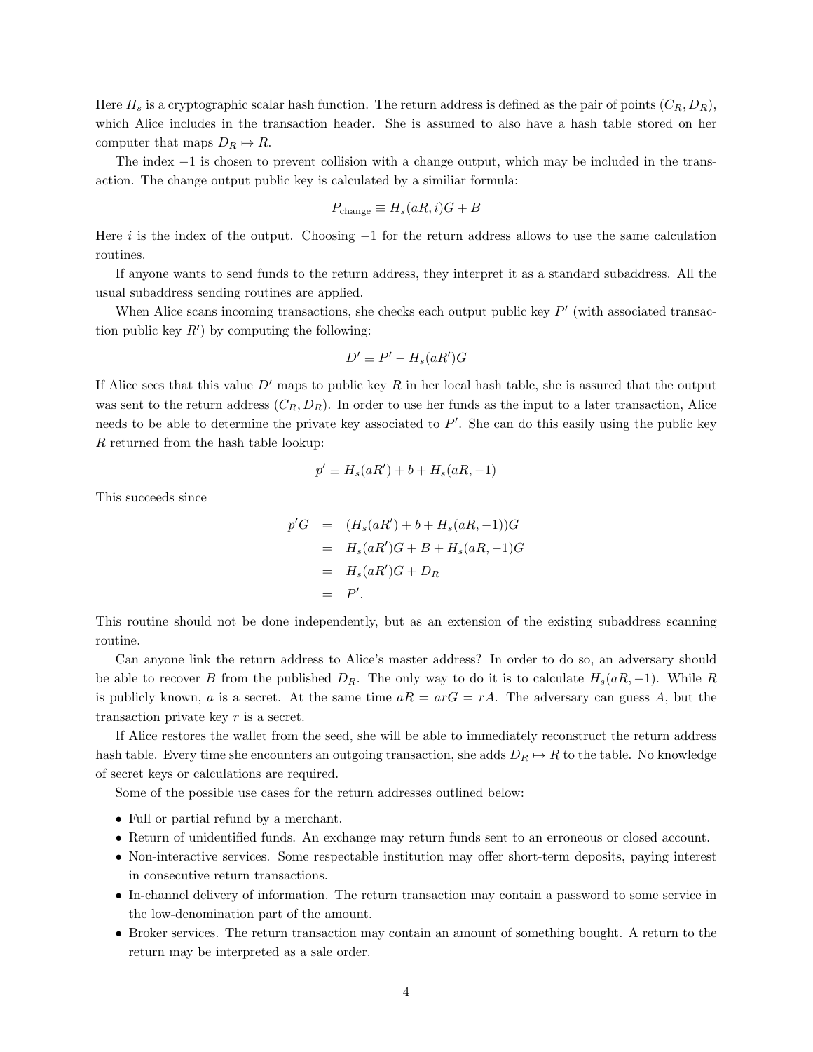Here $H_s$ is a cryptographic scalar hash function. The return address is defined as the pair of points $(C_R, D_R)$, which Alice includes in the transaction header. She is assumed to also have a hash table stored on her computer that maps $D_R \mapsto R$.

The index $-1$ is chosen to prevent collision with a change output, which may be included in the transaction. The change output public key is calculated by a similiar formula:

$$P_{\text{change}} \equiv H_s(aR, i)G + B$$

Here $i$ is the index of the output. Choosing $-1$ for the return address allows to use the same calculation routines.

If anyone wants to send funds to the return address, they interpret it as a standard subaddress. All the usual subaddress sending routines are applied.

When Alice scans incoming transactions, she checks each output public key $P'$ (with associated transaction public key $R'$) by computing the following:

$$D' \equiv P' - H_s(aR')G$$

If Alice sees that this value $D'$ maps to public key $R$ in her local hash table, she is assured that the output was sent to the return address $(C_R, D_R)$. In order to use her funds as the input to a later transaction, Alice needs to be able to determine the private key associated to $P'$. She can do this easily using the public key $R$ returned from the hash table lookup:

$$p' \equiv H_s(aR') + b + H_s(aR, -1)$$

This succeeds since

$$\begin{aligned} p'G &= (H_s(aR') + b + H_s(aR, -1))G \\ &= H_s(aR')G + B + H_s(aR, -1)G \\ &= H_s(aR')G + D_R \\ &= P'. \end{aligned}$$

This routine should not be done independently, but as an extension of the existing subaddress scanning routine.

Can anyone link the return address to Alice's master address? In order to do so, an adversary should be able to recover $B$ from the published $D_R$. The only way to do it is to calculate $H_s(aR, -1)$. While $R$ is publicly known, $a$ is a secret. At the same time $aR = arG = rA$. The adversary can guess $A$, but the transaction private key $r$ is a secret.

If Alice restores the wallet from the seed, she will be able to immediately reconstruct the return address hash table. Every time she encounters an outgoing transaction, she adds $D_R \mapsto R$ to the table. No knowledge of secret keys or calculations are required.

Some of the possible use cases for the return addresses outlined below:

- Full or partial refund by a merchant.
- Return of unidentified funds. An exchange may return funds sent to an erroneous or closed account.
- Non-interactive services. Some respectable institution may offer short-term deposits, paying interest in consecutive return transactions.
- In-channel delivery of information. The return transaction may contain a password to some service in the low-denomination part of the amount.
- Broker services. The return transaction may contain an amount of something bought. A return to the return may be interpreted as a sale order.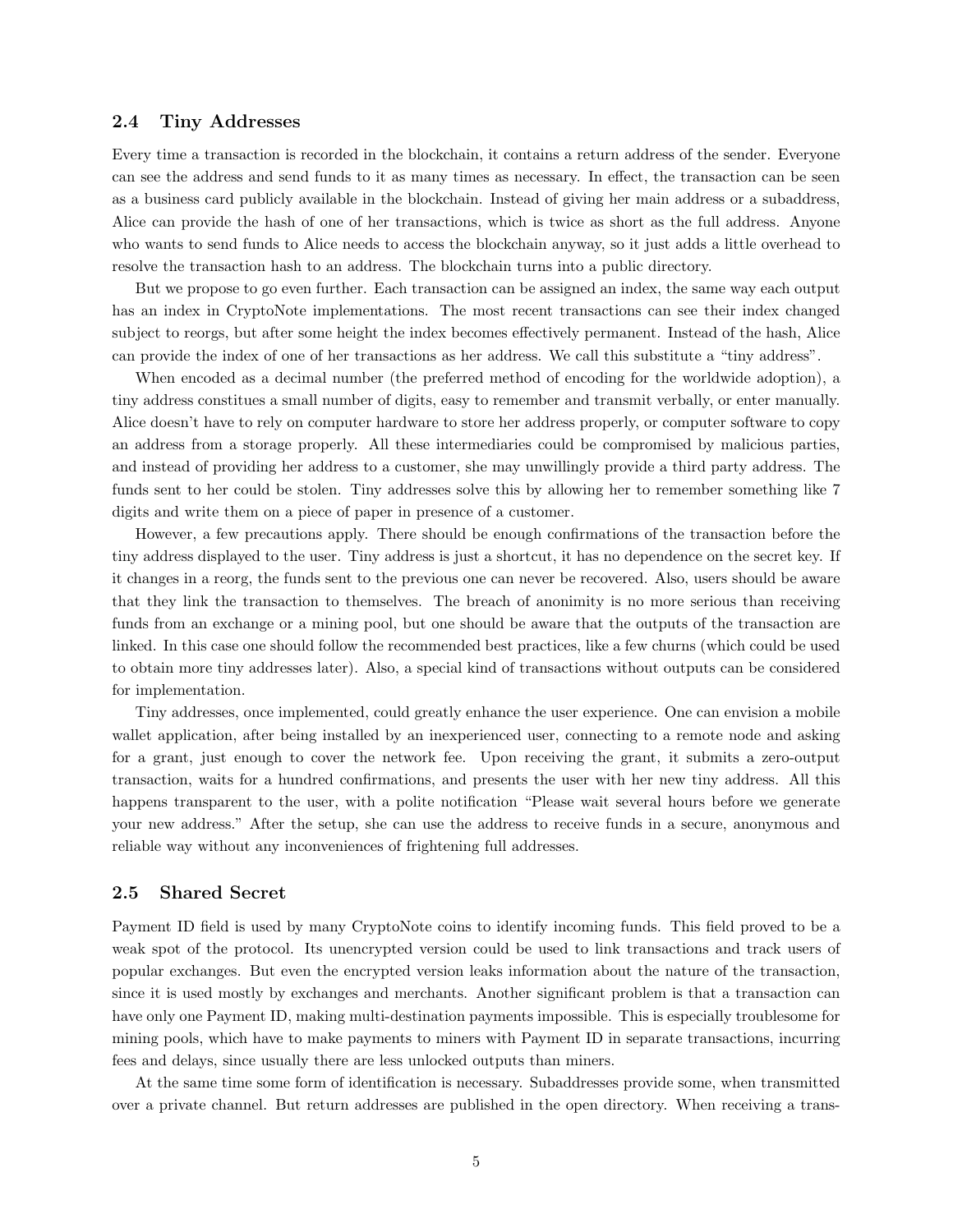### 2.4 Tiny Addresses

Every time a transaction is recorded in the blockchain, it contains a return address of the sender. Everyone can see the address and send funds to it as many times as necessary. In effect, the transaction can be seen as a business card publicly available in the blockchain. Instead of giving her main address or a subaddress, Alice can provide the hash of one of her transactions, which is twice as short as the full address. Anyone who wants to send funds to Alice needs to access the blockchain anyway, so it just adds a little overhead to resolve the transaction hash to an address. The blockchain turns into a public directory.

But we propose to go even further. Each transaction can be assigned an index, the same way each output has an index in CryptoNote implementations. The most recent transactions can see their index changed subject to reorgs, but after some height the index becomes effectively permanent. Instead of the hash, Alice can provide the index of one of her transactions as her address. We call this substitute a "tiny address".

When encoded as a decimal number (the preferred method of encoding for the worldwide adoption), a tiny address constitues a small number of digits, easy to remember and transmit verbally, or enter manually. Alice doesn't have to rely on computer hardware to store her address properly, or computer software to copy an address from a storage properly. All these intermediaries could be compromised by malicious parties, and instead of providing her address to a customer, she may unwillingly provide a third party address. The funds sent to her could be stolen. Tiny addresses solve this by allowing her to remember something like 7 digits and write them on a piece of paper in presence of a customer.

However, a few precautions apply. There should be enough confirmations of the transaction before the tiny address displayed to the user. Tiny address is just a shortcut, it has no dependence on the secret key. If it changes in a reorg, the funds sent to the previous one can never be recovered. Also, users should be aware that they link the transaction to themselves. The breach of anonimity is no more serious than receiving funds from an exchange or a mining pool, but one should be aware that the outputs of the transaction are linked. In this case one should follow the recommended best practices, like a few churns (which could be used to obtain more tiny addresses later). Also, a special kind of transactions without outputs can be considered for implementation.

Tiny addresses, once implemented, could greatly enhance the user experience. One can envision a mobile wallet application, after being installed by an inexperienced user, connecting to a remote node and asking for a grant, just enough to cover the network fee. Upon receiving the grant, it submits a zero-output transaction, waits for a hundred confirmations, and presents the user with her new tiny address. All this happens transparent to the user, with a polite notification "Please wait several hours before we generate your new address." After the setup, she can use the address to receive funds in a secure, anonymous and reliable way without any inconveniences of frightening full addresses.

### 2.5 Shared Secret

Payment ID field is used by many CryptoNote coins to identify incoming funds. This field proved to be a weak spot of the protocol. Its unencrypted version could be used to link transactions and track users of popular exchanges. But even the encrypted version leaks information about the nature of the transaction, since it is used mostly by exchanges and merchants. Another significant problem is that a transaction can have only one Payment ID, making multi-destination payments impossible. This is especially troublesome for mining pools, which have to make payments to miners with Payment ID in separate transactions, incurring fees and delays, since usually there are less unlocked outputs than miners.

At the same time some form of identification is necessary. Subaddresses provide some, when transmitted over a private channel. But return addresses are published in the open directory. When receiving a trans-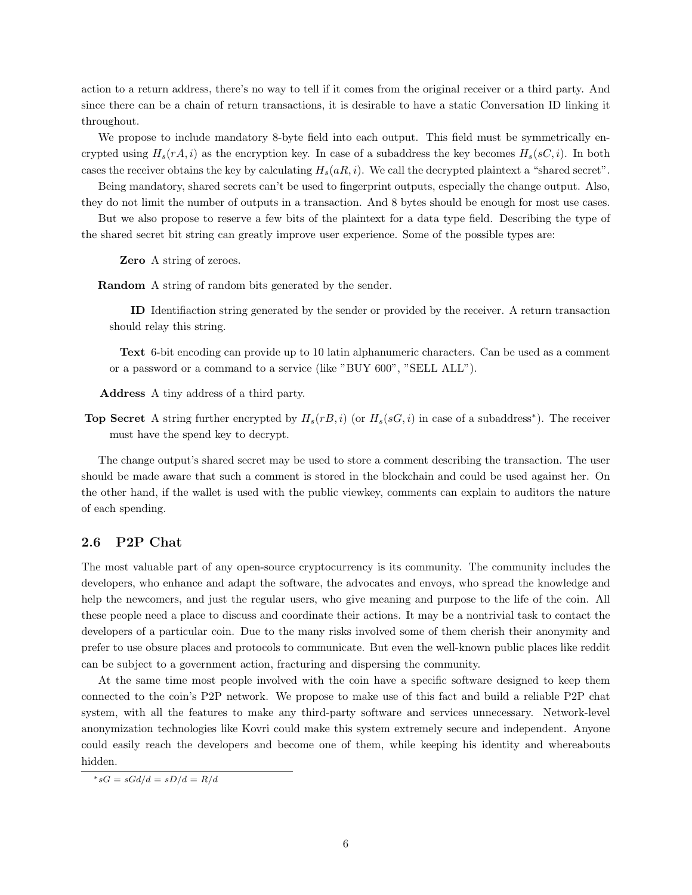action to a return address, there's no way to tell if it comes from the original receiver or a third party. And since there can be a chain of return transactions, it is desirable to have a static Conversation ID linking it throughout.

We propose to include mandatory 8-byte field into each output. This field must be symmetrically encrypted using $H_s(rA, i)$ as the encryption key. In case of a subaddress the key becomes $H_s(sC, i)$. In both cases the receiver obtains the key by calculating $H_s(aR, i)$. We call the decrypted plaintext a "shared secret".

Being mandatory, shared secrets can't be used to fingerprint outputs, especially the change output. Also, they do not limit the number of outputs in a transaction. And 8 bytes should be enough for most use cases.

But we also propose to reserve a few bits of the plaintext for a data type field. Describing the type of the shared secret bit string can greatly improve user experience. Some of the possible types are:

- **Zero** A string of zeroes.
- **Random** A string of random bits generated by the sender.
- **ID** Identifiaction string generated by the sender or provided by the receiver. A return transaction should relay this string.
- **Text** 6-bit encoding can provide up to 10 latin alphanumeric characters. Can be used as a comment or a password or a command to a service (like "BUY 600", "SELL ALL").
- **Address** A tiny address of a third party.
- **Top Secret** A string further encrypted by $H_s(rB, i)$ (or $H_s(sG, i)$ in case of a subaddress*). The receiver must have the spend key to decrypt.

The change output's shared secret may be used to store a comment describing the transaction. The user should be made aware that such a comment is stored in the blockchain and could be used against her. On the other hand, if the wallet is used with the public viewkey, comments can explain to auditors the nature of each spending.

## 2.6 P2P Chat

The most valuable part of any open-source cryptocurrency is its community. The community includes the developers, who enhance and adapt the software, the advocates and envoys, who spread the knowledge and help the newcomers, and just the regular users, who give meaning and purpose to the life of the coin. All these people need a place to discuss and coordinate their actions. It may be a nontrivial task to contact the developers of a particular coin. Due to the many risks involved some of them cherish their anonymity and prefer to use obsure places and protocols to communicate. But even the well-known public places like reddit can be subject to a government action, fracturing and dispersing the community.

At the same time most people involved with the coin have a specific software designed to keep them connected to the coin's P2P network. We propose to make use of this fact and build a reliable P2P chat system, with all the features to make any third-party software and services unnecessary. Network-level anonymization technologies like Kovri could make this system extremely secure and independent. Anyone could easily reach the developers and become one of them, while keeping his identity and whereabouts hidden.

---

* $sG = sGd/d = sD/d = R/d$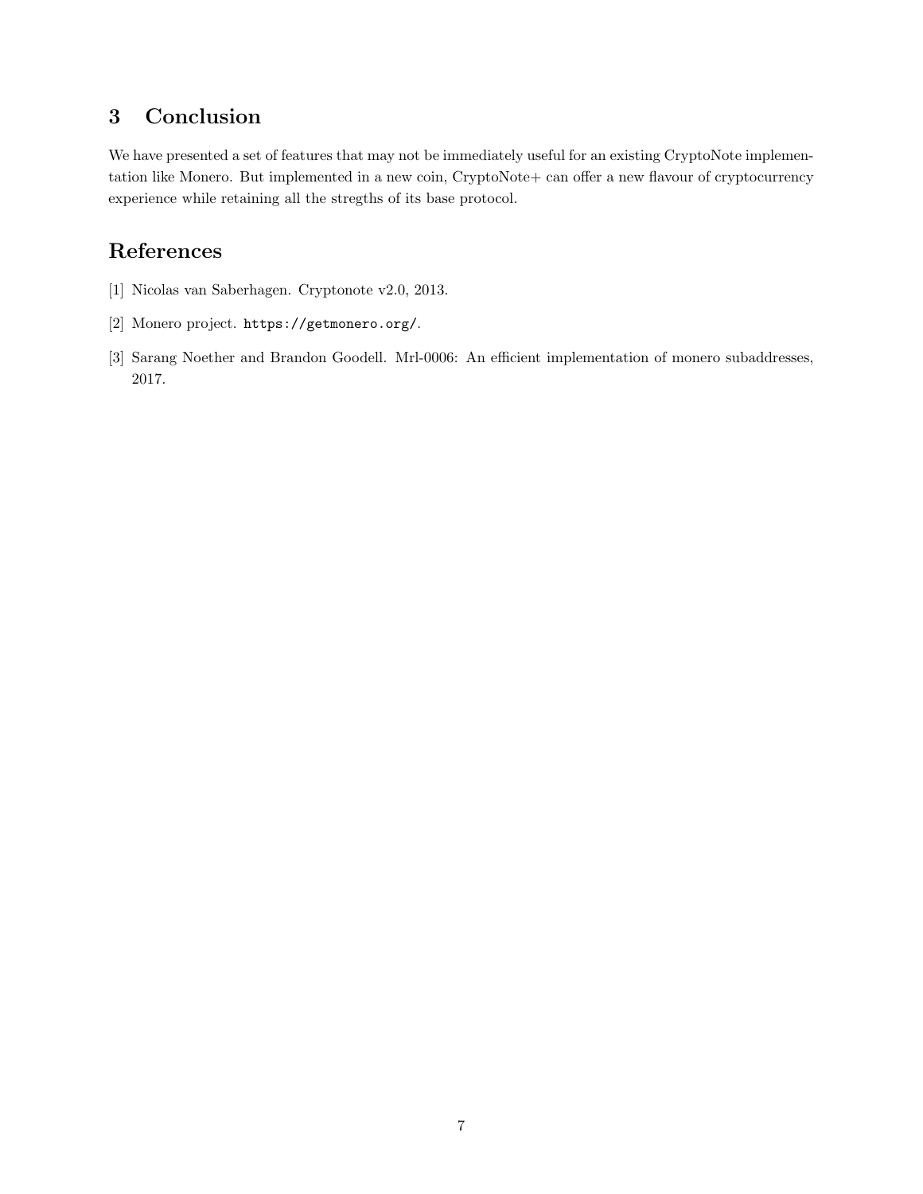## 3 Conclusion

We have presented a set of features that may not be immediately useful for an existing CryptoNote implementation like Monero. But implemented in a new coin, CryptoNote+ can offer a new flavour of cryptocurrency experience while retaining all the stregths of its base protocol.

## References

[1] Nicolas van Saberhagen. Cryptonote v2.0, 2013.

[2] Monero project. `https://getmonero.org/`.

[3] Sarang Noether and Brandon Goodell. Mrl-0006: An efficient implementation of monero subaddresses, 2017.